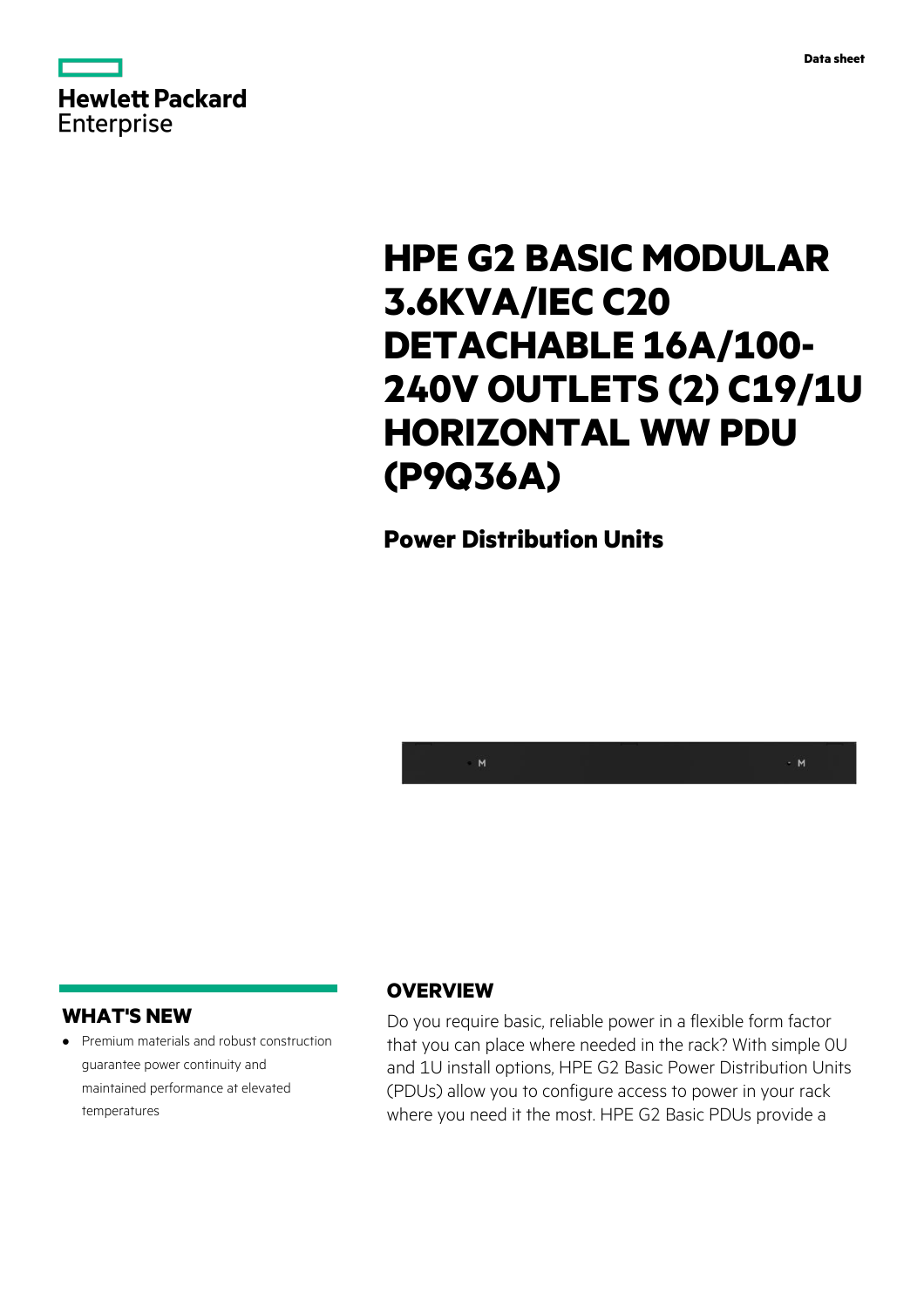Data sheet

# HPE G2 BASIC MODULAR 3.6KVA/IEC C20 DETACHABLE 16A/100-240V OUTLETS (2) C19/1U HORIZONTAL WW PDU (P9Q36A)

## Power Distribution Units

## WHAT'S NEW

- Premium materials and robust construction guarantee power continuity and maintained performance at elevated temperatures

## OVERVIEW

Do you require basic, reliable power in a flexible form factor that you can place where needed in the rack? With simple 0U and 1U install options, HPE G2 Basic Power Distribution Units (PDUs) allow you to configure access to power in your rack where you need it the most. HPE G2 Basic PDUs provide a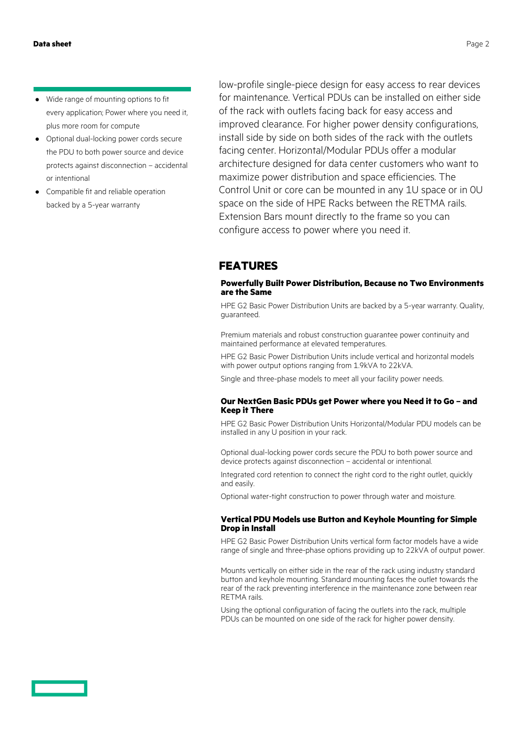- Wide range of mounting options to fit every application; Power where you need it, plus more room for compute
- Optional dual-locking power cords secure the PDU to both power source and device protects against disconnection – accidental or intentional
- Compatible fit and reliable operation backed by a 5-year warranty

low-profile single-piece design for easy access to rear devices for maintenance. Vertical PDUs can be installed on either side of the rack with outlets facing back for easy access and improved clearance. For higher power density configurations, install side by side on both sides of the rack with the outlets facing center. Horizontal/Modular PDUs offer a modular architecture designed for data center customers who want to maximize power distribution and space efficiencies. The Control Unit or core can be mounted in any 1U space or in 0U space on the side of HPE Racks between the RETMA rails. Extension Bars mount directly to the frame so you can configure access to power where you need it.

## FEATURES

### Powerfully Built Power Distribution, Because no Two Environments are the Same

HPE G2 Basic Power Distribution Units are backed by a 5-year warranty. Quality, guaranteed.

Premium materials and robust construction guarantee power continuity and maintained performance at elevated temperatures.

HPE G2 Basic Power Distribution Units include vertical and horizontal models with power output options ranging from 1.9kVA to 22kVA.

Single and three-phase models to meet all your facility power needs.

### Our NextGen Basic PDUs get Power where you Need it to Go – and Keep it There

HPE G2 Basic Power Distribution Units Horizontal/Modular PDU models can be installed in any U position in your rack.

Optional dual-locking power cords secure the PDU to both power source and device protects against disconnection – accidental or intentional.

Integrated cord retention to connect the right cord to the right outlet, quickly and easily.

Optional water-tight construction to power through water and moisture.

### Vertical PDU Models use Button and Keyhole Mounting for Simple Drop in Install

HPE G2 Basic Power Distribution Units vertical form factor models have a wide range of single and three-phase options providing up to 22kVA of output power.

Mounts vertically on either side in the rear of the rack using industry standard button and keyhole mounting. Standard mounting faces the outlet towards the rear of the rack preventing interference in the maintenance zone between rear RETMA rails.

Using the optional configuration of facing the outlets into the rack, multiple PDUs can be mounted on one side of the rack for higher power density.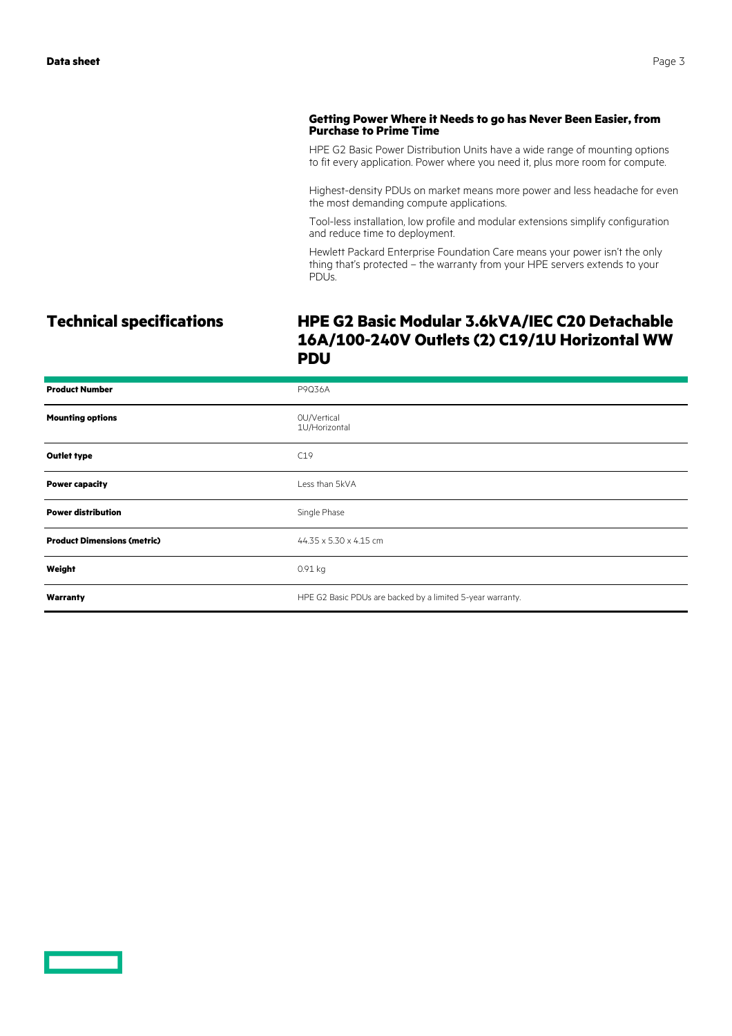### Getting Power Where it Needs to go has Never Been Easier, from Purchase to Prime Time

HPE G2 Basic Power Distribution Units have a wide range of mounting options to fit every application. Power where you need it, plus more room for compute.

Highest-density PDUs on market means more power and less headache for even the most demanding compute applications.

Tool-less installation, low profile and modular extensions simplify configuration and reduce time to deployment.

Hewlett Packard Enterprise Foundation Care means your power isn't the only thing that's protected – the warranty from your HPE servers extends to your PDUs.

## Technical specifications

## HPE G2 Basic Modular 3.6kVA/IEC C20 Detachable 16A/100-240V Outlets (2) C19/1U Horizontal WW PDU

| | |
|---|---|
| **Product Number** | P9Q36A |
| **Mounting options** | 0U/Vertical<br>1U/Horizontal |
| **Outlet type** | C19 |
| **Power capacity** | Less than 5kVA |
| **Power distribution** | Single Phase |
| **Product Dimensions (metric)** | 44.35 x 5.30 x 4.15 cm |
| **Weight** | 0.91 kg |
| **Warranty** | HPE G2 Basic PDUs are backed by a limited 5-year warranty. |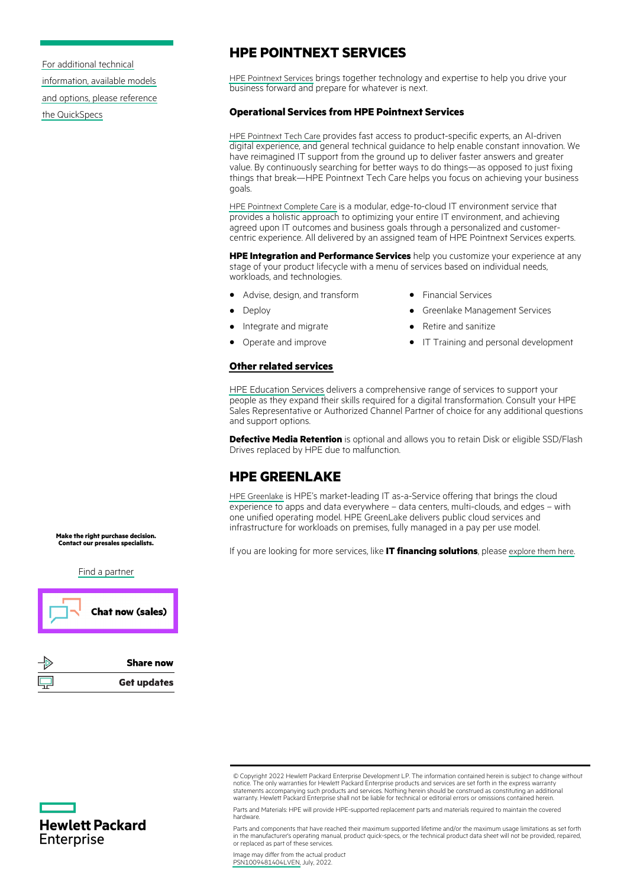For additional technical information, available models and options, please reference the QuickSpecs

# HPE POINTNEXT SERVICES

HPE Pointnext Services brings together technology and expertise to help you drive your business forward and prepare for whatever is next.

### Operational Services from HPE Pointnext Services

HPE Pointnext Tech Care provides fast access to product-specific experts, an AI-driven digital experience, and general technical guidance to help enable constant innovation. We have reimagined IT support from the ground up to deliver faster answers and greater value. By continuously searching for better ways to do things—as opposed to just fixing things that break—HPE Pointnext Tech Care helps you focus on achieving your business goals.

HPE Pointnext Complete Care is a modular, edge-to-cloud IT environment service that provides a holistic approach to optimizing your entire IT environment, and achieving agreed upon IT outcomes and business goals through a personalized and customer-centric experience. All delivered by an assigned team of HPE Pointnext Services experts.

**HPE Integration and Performance Services** help you customize your experience at any stage of your product lifecycle with a menu of services based on individual needs, workloads, and technologies.

- Advise, design, and transform
- Deploy
- Integrate and migrate
- Operate and improve
- Financial Services
- Greenlake Management Services
- Retire and sanitize
- IT Training and personal development

### Other related services

HPE Education Services delivers a comprehensive range of services to support your people as they expand their skills required for a digital transformation. Consult your HPE Sales Representative or Authorized Channel Partner of choice for any additional questions and support options.

**Defective Media Retention** is optional and allows you to retain Disk or eligible SSD/Flash Drives replaced by HPE due to malfunction.

# HPE GREENLAKE

HPE Greenlake is HPE's market-leading IT as-a-Service offering that brings the cloud experience to apps and data everywhere – data centers, multi-clouds, and edges – with one unified operating model. HPE GreenLake delivers public cloud services and infrastructure for workloads on premises, fully managed in a pay per use model.

If you are looking for more services, like **IT financing solutions**, please explore them here.

**Make the right purchase decision. Contact our presales specialists.**

Find a partner

**Chat now (sales)**

**Share now**

**Get updates**

© Copyright 2022 Hewlett Packard Enterprise Development LP. The information contained herein is subject to change without notice. The only warranties for Hewlett Packard Enterprise products and services are set forth in the express warranty statements accompanying such products and services. Nothing herein should be construed as constituting an additional warranty. Hewlett Packard Enterprise shall not be liable for technical or editorial errors or omissions contained herein.

Parts and Materials: HPE will provide HPE-supported replacement parts and materials required to maintain the covered hardware.

Parts and components that have reached their maximum supported lifetime and/or the maximum usage limitations as set forth in the manufacturer's operating manual, product quick-specs, or the technical product data sheet will not be provided, repaired, or replaced as part of these services.

Image may differ from the actual product
PSN1009481404LVEN, July, 2022.

**Hewlett Packard**
Enterprise